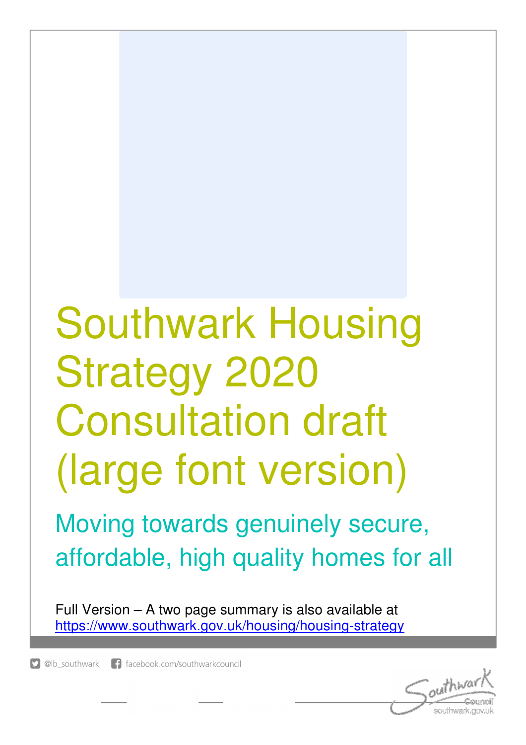# Southwark Housing Strategy 2020 Consultation draft (large font version)

## Moving towards genuinely secure, affordable, high quality homes for all

Full Version – A two page summary is also available at [https://www.southwark.gov.uk/housing/housing-strategy](https://www.southwark.gov.uk/housing/housing-strategy)

@lb_southwark facebook.com/southwarkcouncil

Southwark Council
southwark.gov.uk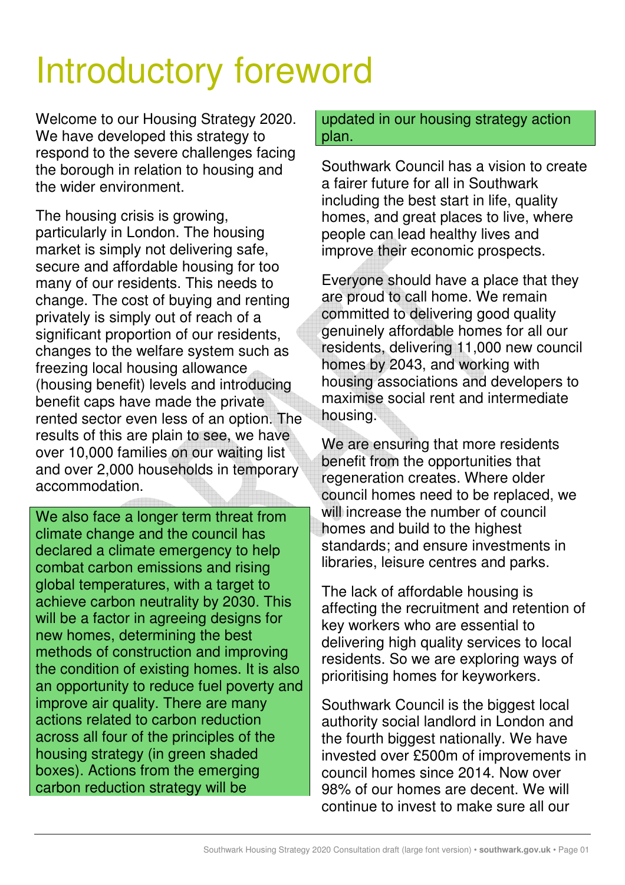# Introductory foreword

Welcome to our Housing Strategy 2020. We have developed this strategy to respond to the severe challenges facing the borough in relation to housing and the wider environment.

The housing crisis is growing, particularly in London. The housing market is simply not delivering safe, secure and affordable housing for too many of our residents. This needs to change. The cost of buying and renting privately is simply out of reach of a significant proportion of our residents, changes to the welfare system such as freezing local housing allowance (housing benefit) levels and introducing benefit caps have made the private rented sector even less of an option. The results of this are plain to see, we have over 10,000 families on our waiting list and over 2,000 households in temporary accommodation.

We also face a longer term threat from climate change and the council has declared a climate emergency to help combat carbon emissions and rising global temperatures, with a target to achieve carbon neutrality by 2030. This will be a factor in agreeing designs for new homes, determining the best methods of construction and improving the condition of existing homes. It is also an opportunity to reduce fuel poverty and improve air quality. There are many actions related to carbon reduction across all four of the principles of the housing strategy (in green shaded boxes). Actions from the emerging carbon reduction strategy will be updated in our housing strategy action plan.

Southwark Council has a vision to create a fairer future for all in Southwark including the best start in life, quality homes, and great places to live, where people can lead healthy lives and improve their economic prospects.

Everyone should have a place that they are proud to call home. We remain committed to delivering good quality genuinely affordable homes for all our residents, delivering 11,000 new council homes by 2043, and working with housing associations and developers to maximise social rent and intermediate housing.

We are ensuring that more residents benefit from the opportunities that regeneration creates. Where older council homes need to be replaced, we will increase the number of council homes and build to the highest standards; and ensure investments in libraries, leisure centres and parks.

The lack of affordable housing is affecting the recruitment and retention of key workers who are essential to delivering high quality services to local residents. So we are exploring ways of prioritising homes for keyworkers.

Southwark Council is the biggest local authority social landlord in London and the fourth biggest nationally. We have invested over £500m of improvements in council homes since 2014. Now over 98% of our homes are decent. We will continue to invest to make sure all our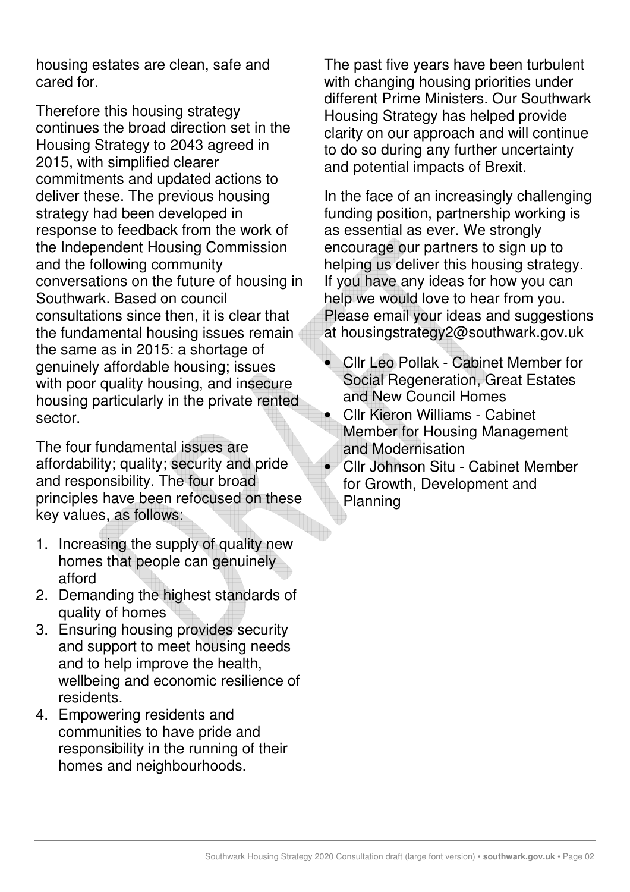housing estates are clean, safe and cared for.

Therefore this housing strategy continues the broad direction set in the Housing Strategy to 2043 agreed in 2015, with simplified clearer commitments and updated actions to deliver these. The previous housing strategy had been developed in response to feedback from the work of the Independent Housing Commission and the following community conversations on the future of housing in Southwark. Based on council consultations since then, it is clear that the fundamental housing issues remain the same as in 2015: a shortage of genuinely affordable housing; issues with poor quality housing, and insecure housing particularly in the private rented sector.

The four fundamental issues are affordability; quality; security and pride and responsibility. The four broad principles have been refocused on these key values, as follows:

1. Increasing the supply of quality new homes that people can genuinely afford
2. Demanding the highest standards of quality of homes
3. Ensuring housing provides security and support to meet housing needs and to help improve the health, wellbeing and economic resilience of residents.
4. Empowering residents and communities to have pride and responsibility in the running of their homes and neighbourhoods.

The past five years have been turbulent with changing housing priorities under different Prime Ministers. Our Southwark Housing Strategy has helped provide clarity on our approach and will continue to do so during any further uncertainty and potential impacts of Brexit.

In the face of an increasingly challenging funding position, partnership working is as essential as ever. We strongly encourage our partners to sign up to helping us deliver this housing strategy. If you have any ideas for how you can help we would love to hear from you. Please email your ideas and suggestions at housingstrategy2@southwark.gov.uk

- Cllr Leo Pollak - Cabinet Member for Social Regeneration, Great Estates and New Council Homes
- Cllr Kieron Williams - Cabinet Member for Housing Management and Modernisation
- Cllr Johnson Situ - Cabinet Member for Growth, Development and Planning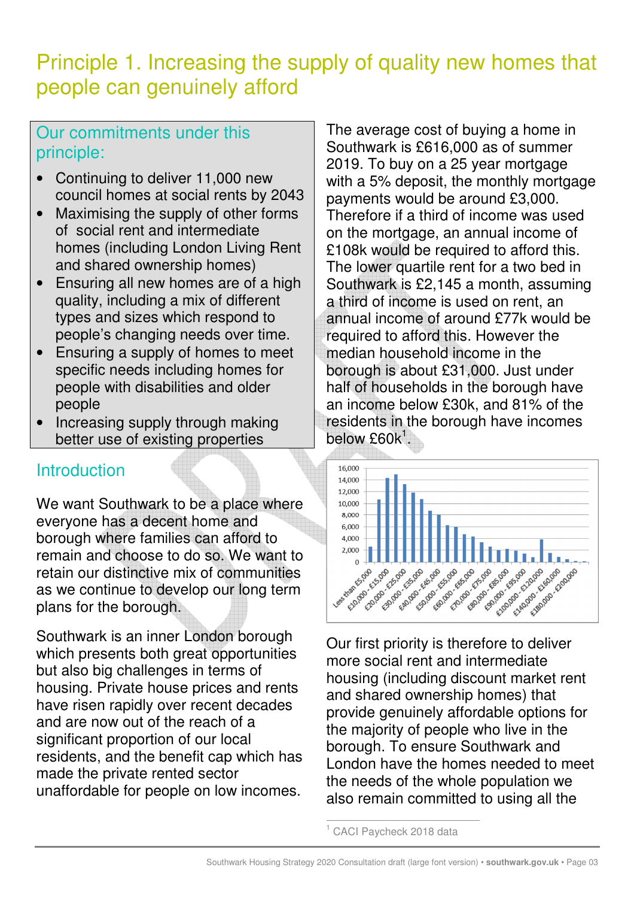# Principle 1. Increasing the supply of quality new homes that people can genuinely afford

## Our commitments under this principle:

- Continuing to deliver 11,000 new council homes at social rents by 2043
- Maximising the supply of other forms of social rent and intermediate homes (including London Living Rent and shared ownership homes)
- Ensuring all new homes are of a high quality, including a mix of different types and sizes which respond to people's changing needs over time.
- Ensuring a supply of homes to meet specific needs including homes for people with disabilities and older people
- Increasing supply through making better use of existing properties

## Introduction

We want Southwark to be a place where everyone has a decent home and borough where families can afford to remain and choose to do so. We want to retain our distinctive mix of communities as we continue to develop our long term plans for the borough.

Southwark is an inner London borough which presents both great opportunities but also big challenges in terms of housing. Private house prices and rents have risen rapidly over recent decades and are now out of the reach of a significant proportion of our local residents, and the benefit cap which has made the private rented sector unaffordable for people on low incomes.

The average cost of buying a home in Southwark is £616,000 as of summer 2019. To buy on a 25 year mortgage with a 5% deposit, the monthly mortgage payments would be around £3,000. Therefore if a third of income was used on the mortgage, an annual income of £108k would be required to afford this. The lower quartile rent for a two bed in Southwark is £2,145 a month, assuming a third of income is used on rent, an annual income of around £77k would be required to afford this. However the median household income in the borough is about £31,000. Just under half of households in the borough have an income below £30k, and 81% of the residents in the borough have incomes below £60k[1].

Our first priority is therefore to deliver more social rent and intermediate housing (including discount market rent and shared ownership homes) that provide genuinely affordable options for the majority of people who live in the borough. To ensure Southwark and London have the homes needed to meet the needs of the whole population we also remain committed to using all the

[1] CACI Paycheck 2018 data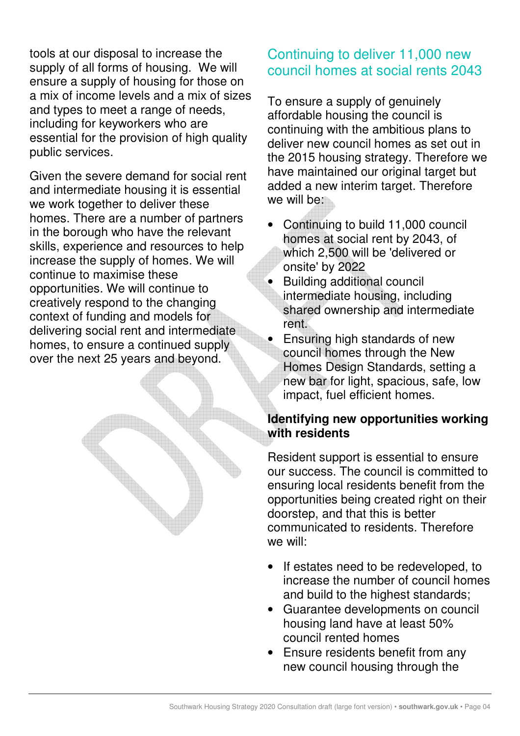tools at our disposal to increase the supply of all forms of housing. We will ensure a supply of housing for those on a mix of income levels and a mix of sizes and types to meet a range of needs, including for keyworkers who are essential for the provision of high quality public services.

Given the severe demand for social rent and intermediate housing it is essential we work together to deliver these homes. There are a number of partners in the borough who have the relevant skills, experience and resources to help increase the supply of homes. We will continue to maximise these opportunities. We will continue to creatively respond to the changing context of funding and models for delivering social rent and intermediate homes, to ensure a continued supply over the next 25 years and beyond.

## Continuing to deliver 11,000 new council homes at social rents 2043

To ensure a supply of genuinely affordable housing the council is continuing with the ambitious plans to deliver new council homes as set out in the 2015 housing strategy. Therefore we have maintained our original target but added a new interim target. Therefore we will be:

- Continuing to build 11,000 council homes at social rent by 2043, of which 2,500 will be 'delivered or onsite' by 2022
- Building additional council intermediate housing, including shared ownership and intermediate rent.
- Ensuring high standards of new council homes through the New Homes Design Standards, setting a new bar for light, spacious, safe, low impact, fuel efficient homes.

**Identifying new opportunities working with residents**

Resident support is essential to ensure our success. The council is committed to ensuring local residents benefit from the opportunities being created right on their doorstep, and that this is better communicated to residents. Therefore we will:

- If estates need to be redeveloped, to increase the number of council homes and build to the highest standards;
- Guarantee developments on council housing land have at least 50% council rented homes
- Ensure residents benefit from any new council housing through the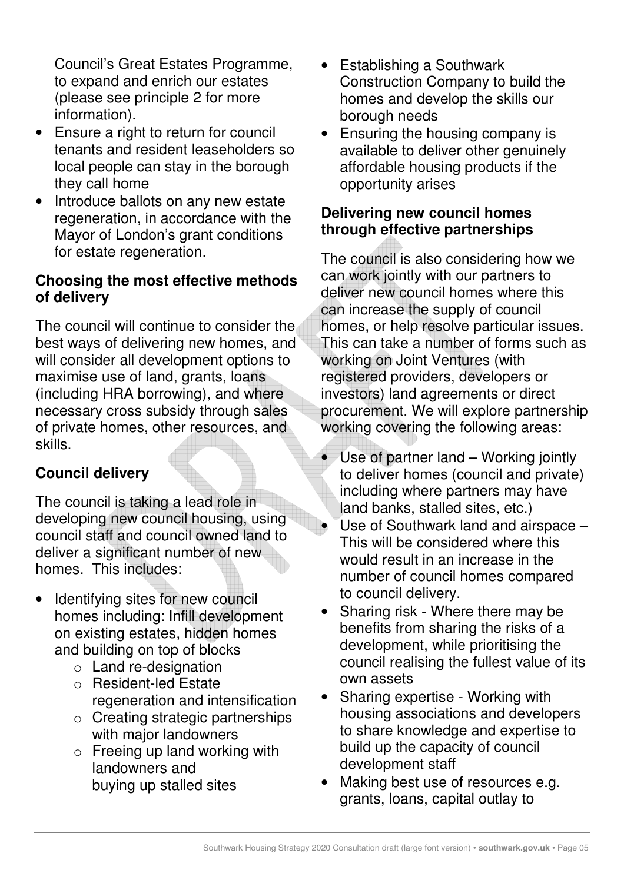Council's Great Estates Programme, to expand and enrich our estates (please see principle 2 for more information).

- Ensure a right to return for council tenants and resident leaseholders so local people can stay in the borough they call home
- Introduce ballots on any new estate regeneration, in accordance with the Mayor of London's grant conditions for estate regeneration.

### Choosing the most effective methods of delivery

The council will continue to consider the best ways of delivering new homes, and will consider all development options to maximise use of land, grants, loans (including HRA borrowing), and where necessary cross subsidy through sales of private homes, other resources, and skills.

### Council delivery

The council is taking a lead role in developing new council housing, using council staff and council owned land to deliver a significant number of new homes. This includes:

- Identifying sites for new council homes including: Infill development on existing estates, hidden homes and building on top of blocks
    - Land re-designation
    - Resident-led Estate regeneration and intensification
    - Creating strategic partnerships with major landowners
    - Freeing up land working with landowners and buying up stalled sites
- Establishing a Southwark Construction Company to build the homes and develop the skills our borough needs
- Ensuring the housing company is available to deliver other genuinely affordable housing products if the opportunity arises

### Delivering new council homes through effective partnerships

The council is also considering how we can work jointly with our partners to deliver new council homes where this can increase the supply of council homes, or help resolve particular issues. This can take a number of forms such as working on Joint Ventures (with registered providers, developers or investors) land agreements or direct procurement. We will explore partnership working covering the following areas:

- Use of partner land – Working jointly to deliver homes (council and private) including where partners may have land banks, stalled sites, etc.)
- Use of Southwark land and airspace – This will be considered where this would result in an increase in the number of council homes compared to council delivery.
- Sharing risk - Where there may be benefits from sharing the risks of a development, while prioritising the council realising the fullest value of its own assets
- Sharing expertise - Working with housing associations and developers to share knowledge and expertise to build up the capacity of council development staff
- Making best use of resources e.g. grants, loans, capital outlay to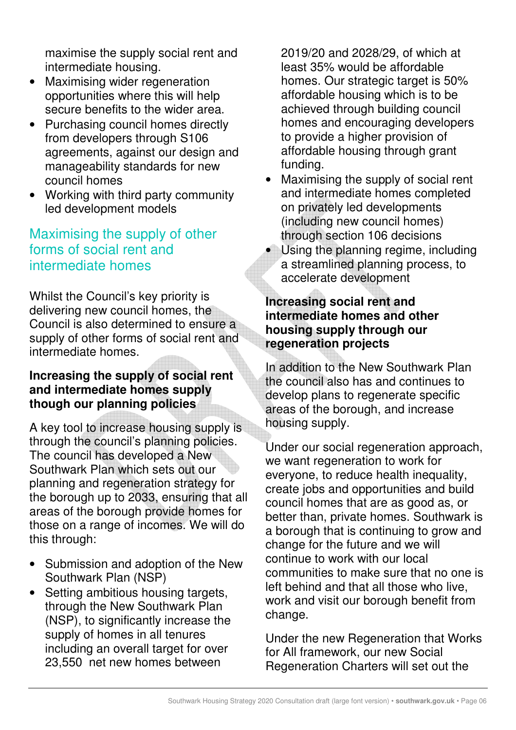maximise the supply social rent and intermediate housing.

- Maximising wider regeneration opportunities where this will help secure benefits to the wider area.
- Purchasing council homes directly from developers through S106 agreements, against our design and manageability standards for new council homes
- Working with third party community led development models

## Maximising the supply of other forms of social rent and intermediate homes

Whilst the Council's key priority is delivering new council homes, the Council is also determined to ensure a supply of other forms of social rent and intermediate homes.

### Increasing the supply of social rent and intermediate homes supply though our planning policies

A key tool to increase housing supply is through the council's planning policies. The council has developed a New Southwark Plan which sets out our planning and regeneration strategy for the borough up to 2033, ensuring that all areas of the borough provide homes for those on a range of incomes. We will do this through:

- Submission and adoption of the New Southwark Plan (NSP)
- Setting ambitious housing targets, through the New Southwark Plan (NSP), to significantly increase the supply of homes in all tenures including an overall target for over 23,550 net new homes between 2019/20 and 2028/29, of which at least 35% would be affordable homes. Our strategic target is 50% affordable housing which is to be achieved through building council homes and encouraging developers to provide a higher provision of affordable housing through grant funding.
- Maximising the supply of social rent and intermediate homes completed on privately led developments (including new council homes) through section 106 decisions
- Using the planning regime, including a streamlined planning process, to accelerate development

### Increasing social rent and intermediate homes and other housing supply through our regeneration projects

In addition to the New Southwark Plan the council also has and continues to develop plans to regenerate specific areas of the borough, and increase housing supply.

Under our social regeneration approach, we want regeneration to work for everyone, to reduce health inequality, create jobs and opportunities and build council homes that are as good as, or better than, private homes. Southwark is a borough that is continuing to grow and change for the future and we will continue to work with our local communities to make sure that no one is left behind and that all those who live, work and visit our borough benefit from change.

Under the new Regeneration that Works for All framework, our new Social Regeneration Charters will set out the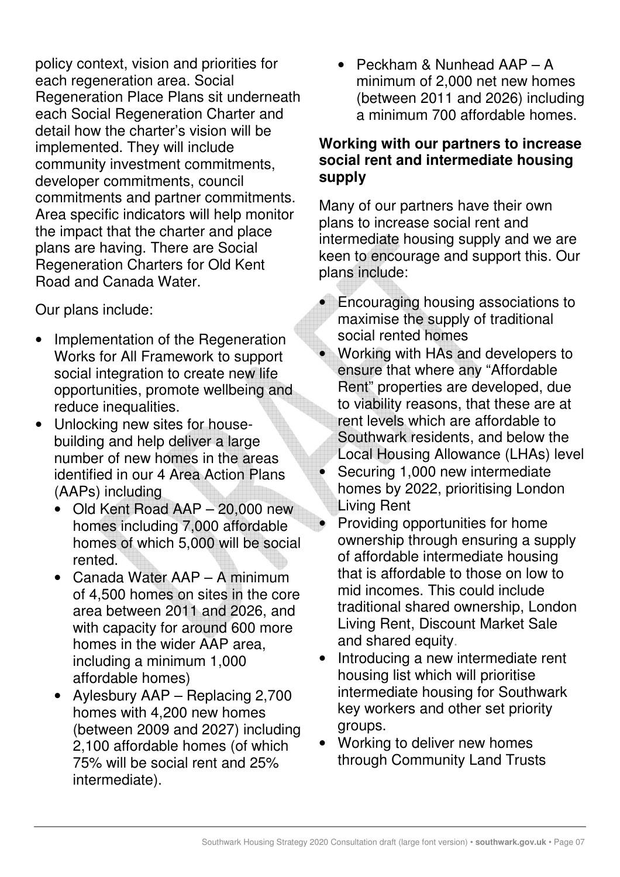policy context, vision and priorities for each regeneration area. Social Regeneration Place Plans sit underneath each Social Regeneration Charter and detail how the charter's vision will be implemented. They will include community investment commitments, developer commitments, council commitments and partner commitments. Area specific indicators will help monitor the impact that the charter and place plans are having. There are Social Regeneration Charters for Old Kent Road and Canada Water.

Our plans include:

- Implementation of the Regeneration Works for All Framework to support social integration to create new life opportunities, promote wellbeing and reduce inequalities.
- Unlocking new sites for house-building and help deliver a large number of new homes in the areas identified in our 4 Area Action Plans (AAPs) including
  - Old Kent Road AAP – 20,000 new homes including 7,000 affordable homes of which 5,000 will be social rented.
  - Canada Water AAP – A minimum of 4,500 homes on sites in the core area between 2011 and 2026, and with capacity for around 600 more homes in the wider AAP area, including a minimum 1,000 affordable homes)
  - Aylesbury AAP – Replacing 2,700 homes with 4,200 new homes (between 2009 and 2027) including 2,100 affordable homes (of which 75% will be social rent and 25% intermediate).
  - Peckham & Nunhead AAP – A minimum of 2,000 net new homes (between 2011 and 2026) including a minimum 700 affordable homes.

**Working with our partners to increase social rent and intermediate housing supply**

Many of our partners have their own plans to increase social rent and intermediate housing supply and we are keen to encourage and support this. Our plans include:

- Encouraging housing associations to maximise the supply of traditional social rented homes
- Working with HAs and developers to ensure that where any "Affordable Rent" properties are developed, due to viability reasons, that these are at rent levels which are affordable to Southwark residents, and below the Local Housing Allowance (LHAs) level
- Securing 1,000 new intermediate homes by 2022, prioritising London Living Rent
- Providing opportunities for home ownership through ensuring a supply of affordable intermediate housing that is affordable to those on low to mid incomes. This could include traditional shared ownership, London Living Rent, Discount Market Sale and shared equity.
- Introducing a new intermediate rent housing list which will prioritise intermediate housing for Southwark key workers and other set priority groups.
- Working to deliver new homes through Community Land Trusts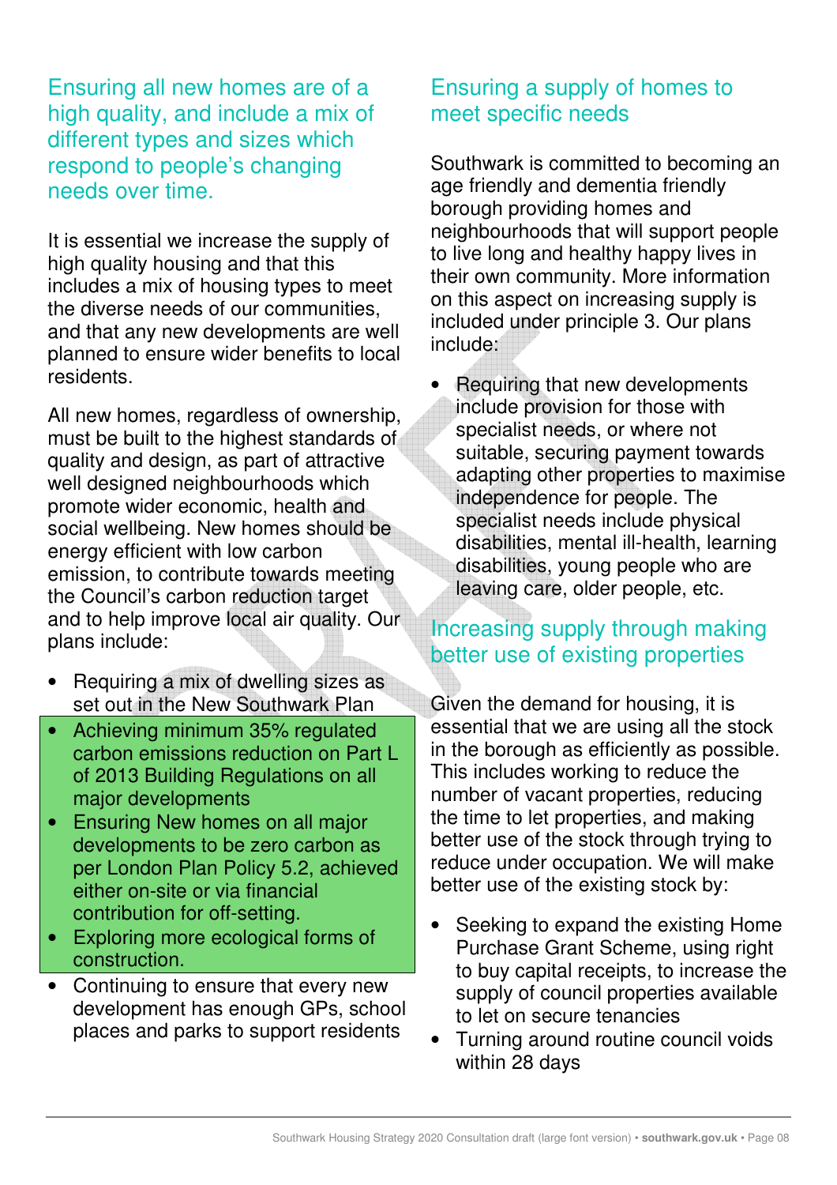## Ensuring all new homes are of a high quality, and include a mix of different types and sizes which respond to people's changing needs over time.

It is essential we increase the supply of high quality housing and that this includes a mix of housing types to meet the diverse needs of our communities, and that any new developments are well planned to ensure wider benefits to local residents.

All new homes, regardless of ownership, must be built to the highest standards of quality and design, as part of attractive well designed neighbourhoods which promote wider economic, health and social wellbeing. New homes should be energy efficient with low carbon emission, to contribute towards meeting the Council's carbon reduction target and to help improve local air quality. Our plans include:

- Requiring a mix of dwelling sizes as set out in the New Southwark Plan
- Achieving minimum 35% regulated carbon emissions reduction on Part L of 2013 Building Regulations on all major developments
- Ensuring New homes on all major developments to be zero carbon as per London Plan Policy 5.2, achieved either on-site or via financial contribution for off-setting.
- Exploring more ecological forms of construction.
- Continuing to ensure that every new development has enough GPs, school places and parks to support residents

## Ensuring a supply of homes to meet specific needs

Southwark is committed to becoming an age friendly and dementia friendly borough providing homes and neighbourhoods that will support people to live long and healthy happy lives in their own community. More information on this aspect on increasing supply is included under principle 3. Our plans include:

- Requiring that new developments include provision for those with specialist needs, or where not suitable, securing payment towards adapting other properties to maximise independence for people. The specialist needs include physical disabilities, mental ill-health, learning disabilities, young people who are leaving care, older people, etc.

## Increasing supply through making better use of existing properties

Given the demand for housing, it is essential that we are using all the stock in the borough as efficiently as possible. This includes working to reduce the number of vacant properties, reducing the time to let properties, and making better use of the stock through trying to reduce under occupation. We will make better use of the existing stock by:

- Seeking to expand the existing Home Purchase Grant Scheme, using right to buy capital receipts, to increase the supply of council properties available to let on secure tenancies
- Turning around routine council voids within 28 days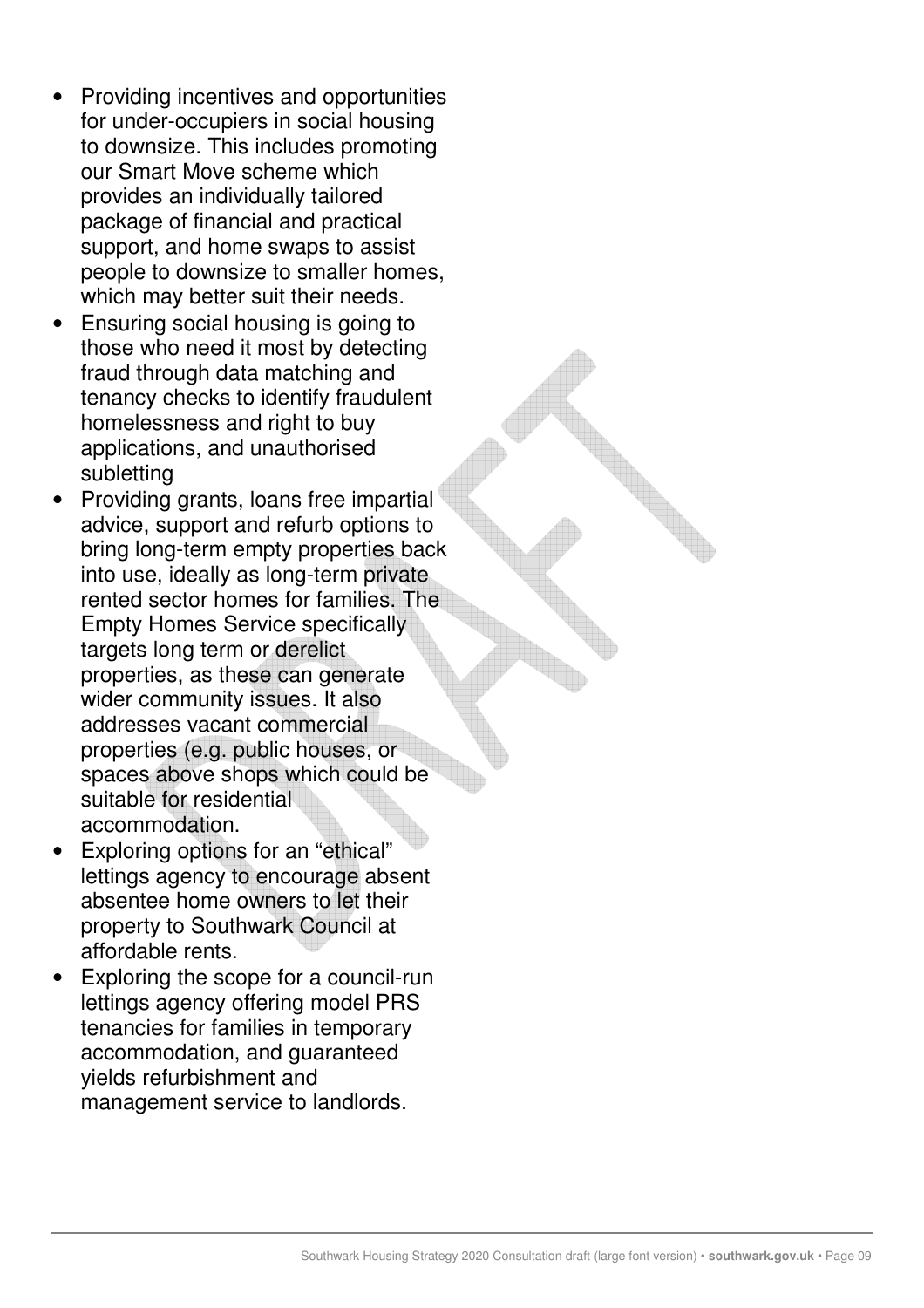- Providing incentives and opportunities for under-occupiers in social housing to downsize. This includes promoting our Smart Move scheme which provides an individually tailored package of financial and practical support, and home swaps to assist people to downsize to smaller homes, which may better suit their needs.
- Ensuring social housing is going to those who need it most by detecting fraud through data matching and tenancy checks to identify fraudulent homelessness and right to buy applications, and unauthorised subletting
- Providing grants, loans free impartial advice, support and refurb options to bring long-term empty properties back into use, ideally as long-term private rented sector homes for families. The Empty Homes Service specifically targets long term or derelict properties, as these can generate wider community issues. It also addresses vacant commercial properties (e.g. public houses, or spaces above shops which could be suitable for residential accommodation.
- Exploring options for an "ethical" lettings agency to encourage absent absentee home owners to let their property to Southwark Council at affordable rents.
- Exploring the scope for a council-run lettings agency offering model PRS tenancies for families in temporary accommodation, and guaranteed yields refurbishment and management service to landlords.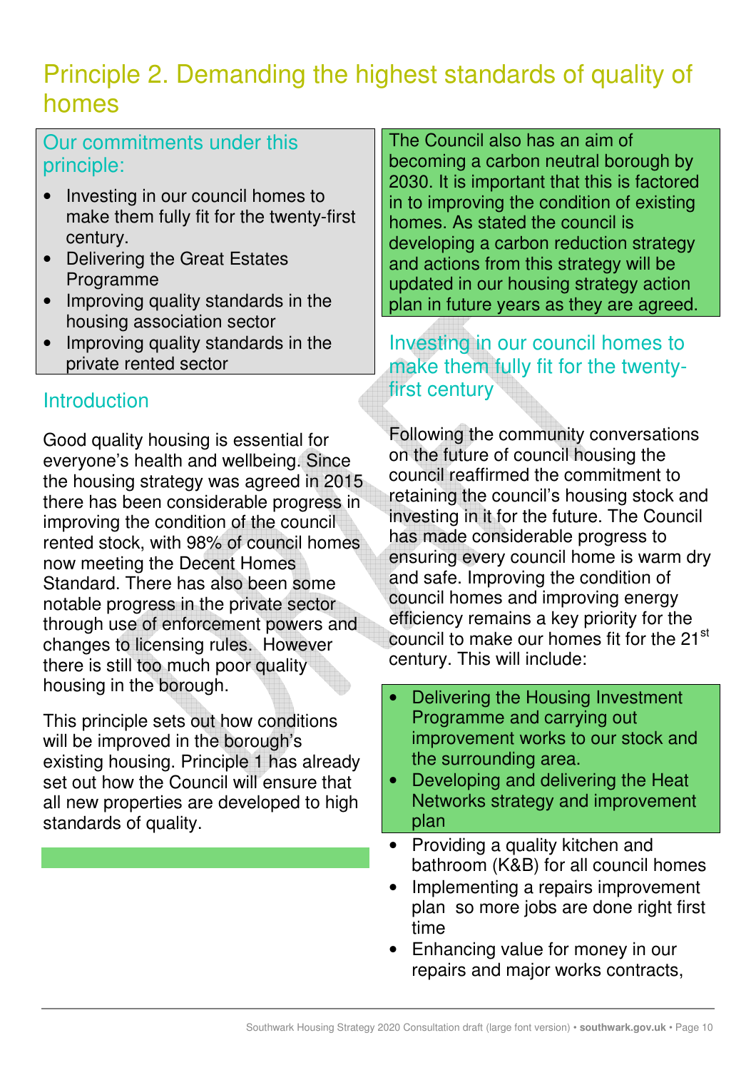# Principle 2. Demanding the highest standards of quality of homes

## Our commitments under this principle:

- Investing in our council homes to make them fully fit for the twenty-first century.
- Delivering the Great Estates Programme
- Improving quality standards in the housing association sector
- Improving quality standards in the private rented sector

## Introduction

Good quality housing is essential for everyone's health and wellbeing. Since the housing strategy was agreed in 2015 there has been considerable progress in improving the condition of the council rented stock, with 98% of council homes now meeting the Decent Homes Standard. There has also been some notable progress in the private sector through use of enforcement powers and changes to licensing rules. However there is still too much poor quality housing in the borough.

This principle sets out how conditions will be improved in the borough's existing housing. Principle 1 has already set out how the Council will ensure that all new properties are developed to high standards of quality.

The Council also has an aim of becoming a carbon neutral borough by 2030. It is important that this is factored in to improving the condition of existing homes. As stated the council is developing a carbon reduction strategy and actions from this strategy will be updated in our housing strategy action plan in future years as they are agreed.

## Investing in our council homes to make them fully fit for the twenty-first century

Following the community conversations on the future of council housing the council reaffirmed the commitment to retaining the council's housing stock and investing in it for the future. The Council has made considerable progress to ensuring every council home is warm dry and safe. Improving the condition of council homes and improving energy efficiency remains a key priority for the council to make our homes fit for the 21st century. This will include:

- Delivering the Housing Investment Programme and carrying out improvement works to our stock and the surrounding area.
- Developing and delivering the Heat Networks strategy and improvement plan
- Providing a quality kitchen and bathroom (K&B) for all council homes
- Implementing a repairs improvement plan so more jobs are done right first time
- Enhancing value for money in our repairs and major works contracts,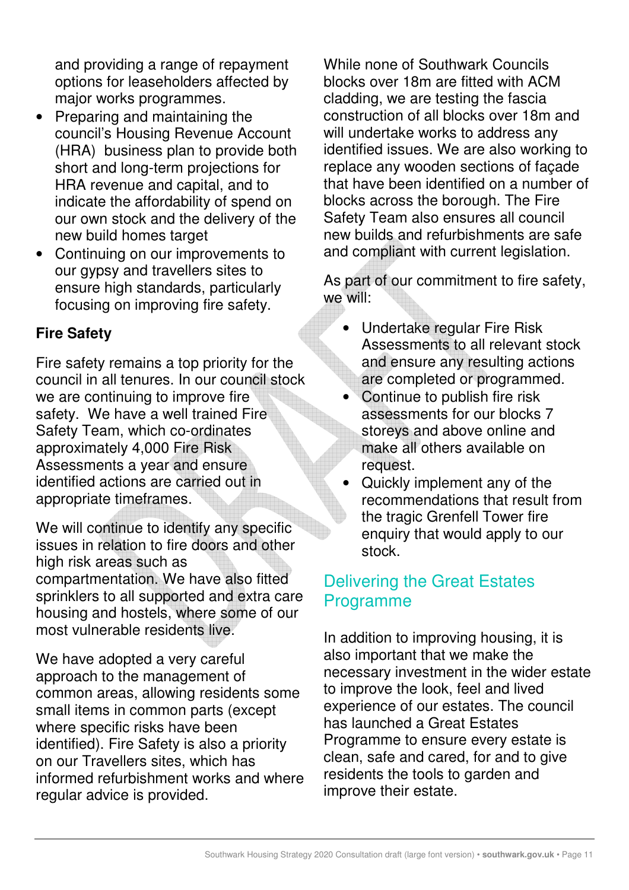and providing a range of repayment options for leaseholders affected by major works programmes.

- Preparing and maintaining the council's Housing Revenue Account (HRA) business plan to provide both short and long-term projections for HRA revenue and capital, and to indicate the affordability of spend on our own stock and the delivery of the new build homes target
- Continuing on our improvements to our gypsy and travellers sites to ensure high standards, particularly focusing on improving fire safety.

**Fire Safety**

Fire safety remains a top priority for the council in all tenures. In our council stock we are continuing to improve fire safety. We have a well trained Fire Safety Team, which co-ordinates approximately 4,000 Fire Risk Assessments a year and ensure identified actions are carried out in appropriate timeframes.

We will continue to identify any specific issues in relation to fire doors and other high risk areas such as compartmentation. We have also fitted sprinklers to all supported and extra care housing and hostels, where some of our most vulnerable residents live.

We have adopted a very careful approach to the management of common areas, allowing residents some small items in common parts (except where specific risks have been identified). Fire Safety is also a priority on our Travellers sites, which has informed refurbishment works and where regular advice is provided.

While none of Southwark Councils blocks over 18m are fitted with ACM cladding, we are testing the fascia construction of all blocks over 18m and will undertake works to address any identified issues. We are also working to replace any wooden sections of façade that have been identified on a number of blocks across the borough. The Fire Safety Team also ensures all council new builds and refurbishments are safe and compliant with current legislation.

As part of our commitment to fire safety, we will:

- Undertake regular Fire Risk Assessments to all relevant stock and ensure any resulting actions are completed or programmed.
- Continue to publish fire risk assessments for our blocks 7 storeys and above online and make all others available on request.
- Quickly implement any of the recommendations that result from the tragic Grenfell Tower fire enquiry that would apply to our stock.

## Delivering the Great Estates Programme

In addition to improving housing, it is also important that we make the necessary investment in the wider estate to improve the look, feel and lived experience of our estates. The council has launched a Great Estates Programme to ensure every estate is clean, safe and cared, for and to give residents the tools to garden and improve their estate.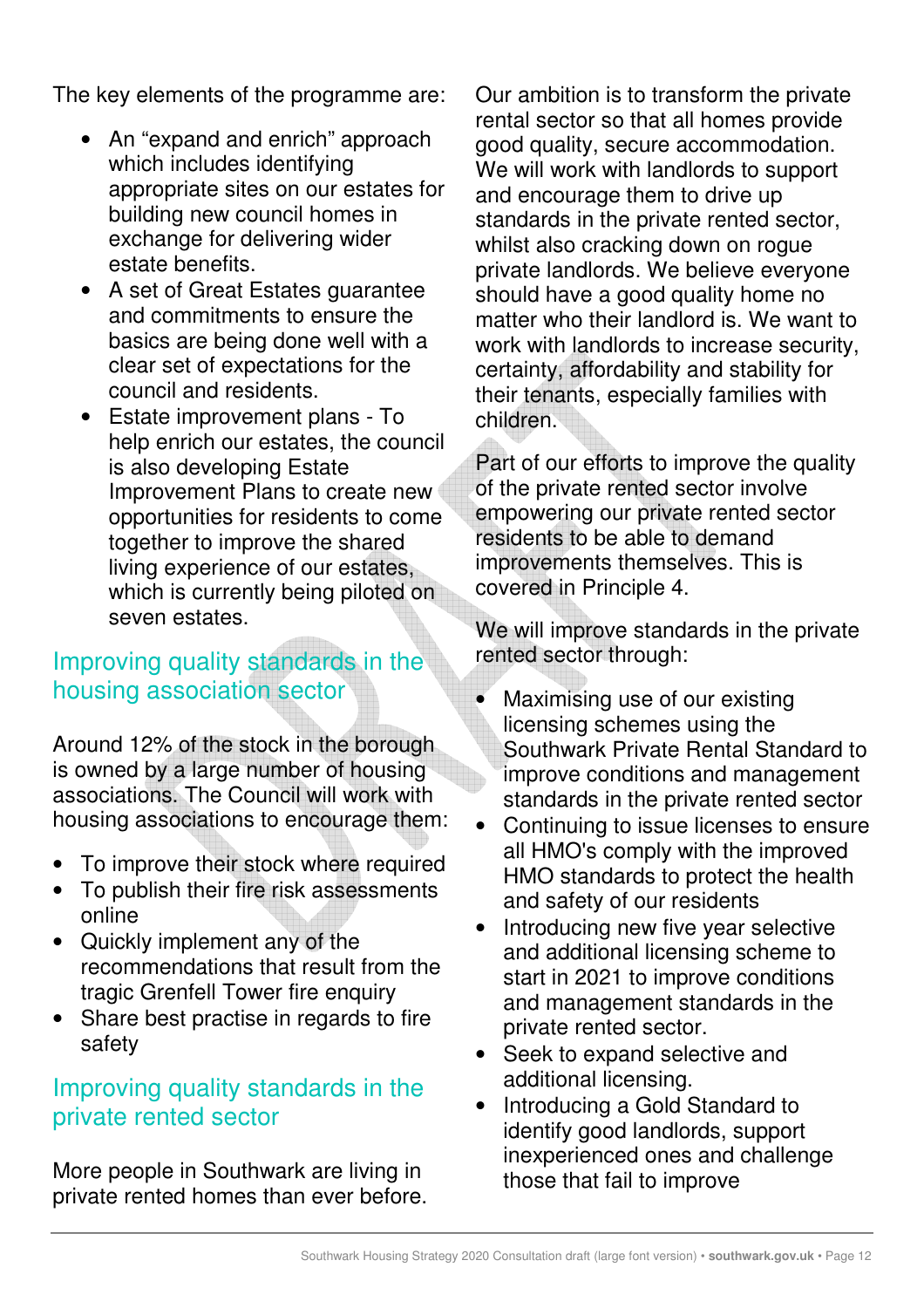The key elements of the programme are:

- An "expand and enrich" approach which includes identifying appropriate sites on our estates for building new council homes in exchange for delivering wider estate benefits.
- A set of Great Estates guarantee and commitments to ensure the basics are being done well with a clear set of expectations for the council and residents.
- Estate improvement plans - To help enrich our estates, the council is also developing Estate Improvement Plans to create new opportunities for residents to come together to improve the shared living experience of our estates, which is currently being piloted on seven estates.

## Improving quality standards in the housing association sector

Around 12% of the stock in the borough is owned by a large number of housing associations. The Council will work with housing associations to encourage them:

- To improve their stock where required
- To publish their fire risk assessments online
- Quickly implement any of the recommendations that result from the tragic Grenfell Tower fire enquiry
- Share best practise in regards to fire safety

## Improving quality standards in the private rented sector

More people in Southwark are living in private rented homes than ever before. Our ambition is to transform the private rental sector so that all homes provide good quality, secure accommodation. We will work with landlords to support and encourage them to drive up standards in the private rented sector, whilst also cracking down on rogue private landlords. We believe everyone should have a good quality home no matter who their landlord is. We want to work with landlords to increase security, certainty, affordability and stability for their tenants, especially families with children.

Part of our efforts to improve the quality of the private rented sector involve empowering our private rented sector residents to be able to demand improvements themselves. This is covered in Principle 4.

We will improve standards in the private rented sector through:

- Maximising use of our existing licensing schemes using the Southwark Private Rental Standard to improve conditions and management standards in the private rented sector
- Continuing to issue licenses to ensure all HMO's comply with the improved HMO standards to protect the health and safety of our residents
- Introducing new five year selective and additional licensing scheme to start in 2021 to improve conditions and management standards in the private rented sector.
- Seek to expand selective and additional licensing.
- Introducing a Gold Standard to identify good landlords, support inexperienced ones and challenge those that fail to improve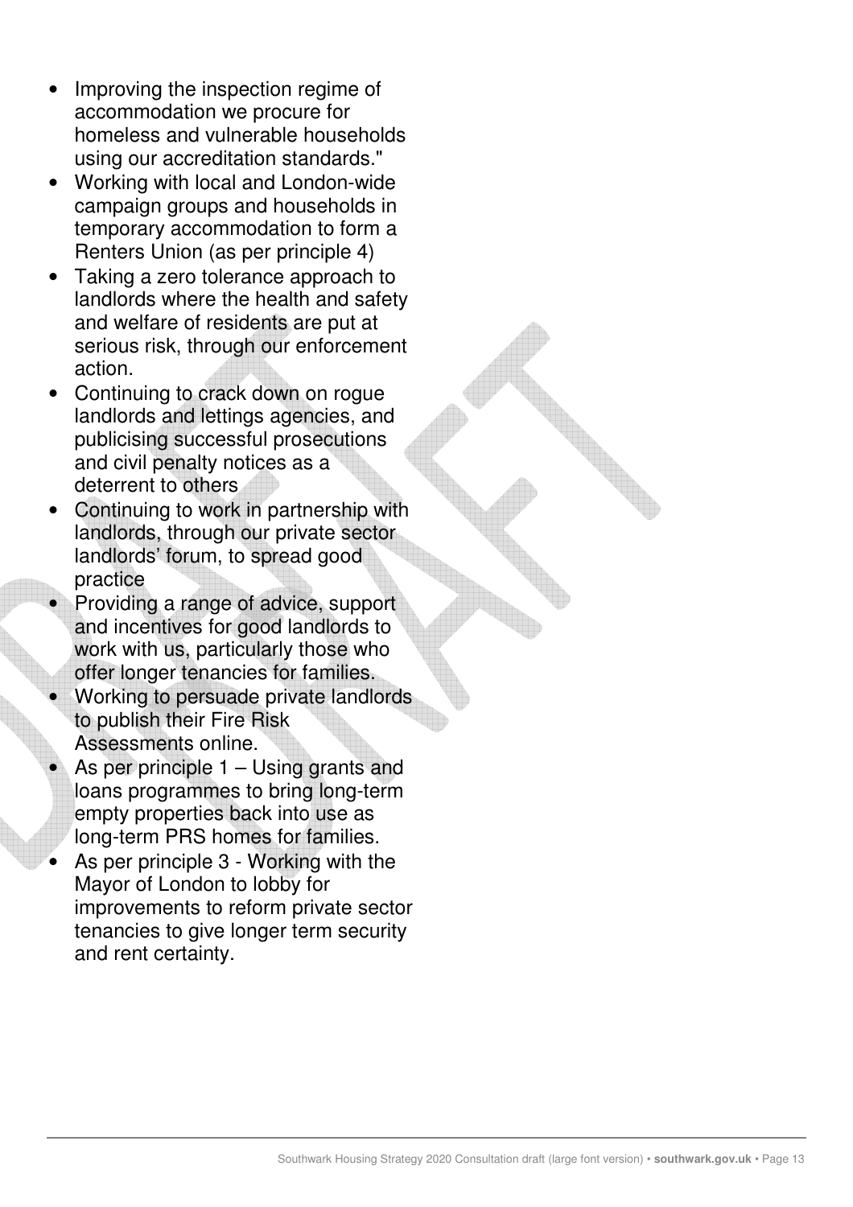- Improving the inspection regime of accommodation we procure for homeless and vulnerable households using our accreditation standards."
- Working with local and London-wide campaign groups and households in temporary accommodation to form a Renters Union (as per principle 4)
- Taking a zero tolerance approach to landlords where the health and safety and welfare of residents are put at serious risk, through our enforcement action.
- Continuing to crack down on rogue landlords and lettings agencies, and publicising successful prosecutions and civil penalty notices as a deterrent to others
- Continuing to work in partnership with landlords, through our private sector landlords' forum, to spread good practice
- Providing a range of advice, support and incentives for good landlords to work with us, particularly those who offer longer tenancies for families.
- Working to persuade private landlords to publish their Fire Risk Assessments online.
- As per principle 1 – Using grants and loans programmes to bring long-term empty properties back into use as long-term PRS homes for families.
- As per principle 3 - Working with the Mayor of London to lobby for improvements to reform private sector tenancies to give longer term security and rent certainty.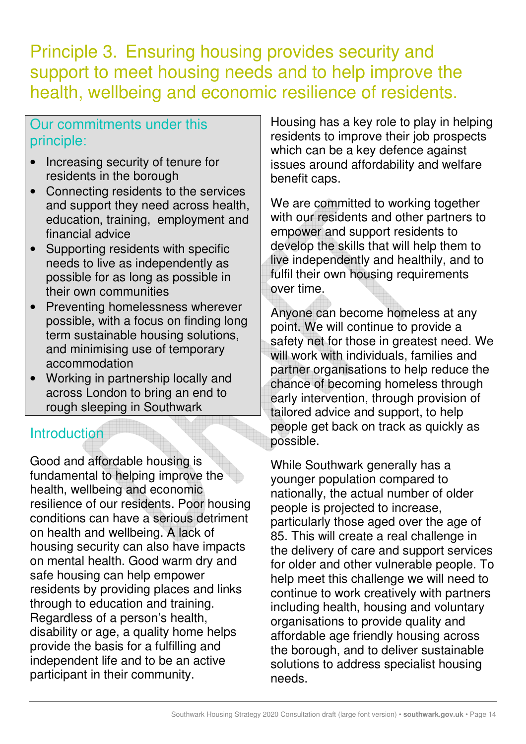# Principle 3. Ensuring housing provides security and support to meet housing needs and to help improve the health, wellbeing and economic resilience of residents.

## Our commitments under this principle:

- Increasing security of tenure for residents in the borough
- Connecting residents to the services and support they need across health, education, training, employment and financial advice
- Supporting residents with specific needs to live as independently as possible for as long as possible in their own communities
- Preventing homelessness wherever possible, with a focus on finding long term sustainable housing solutions, and minimising use of temporary accommodation
- Working in partnership locally and across London to bring an end to rough sleeping in Southwark

## Introduction

Good and affordable housing is fundamental to helping improve the health, wellbeing and economic resilience of our residents. Poor housing conditions can have a serious detriment on health and wellbeing. A lack of housing security can also have impacts on mental health. Good warm dry and safe housing can help empower residents by providing places and links through to education and training. Regardless of a person's health, disability or age, a quality home helps provide the basis for a fulfilling and independent life and to be an active participant in their community.

Housing has a key role to play in helping residents to improve their job prospects which can be a key defence against issues around affordability and welfare benefit caps.

We are committed to working together with our residents and other partners to empower and support residents to develop the skills that will help them to live independently and healthily, and to fulfil their own housing requirements over time.

Anyone can become homeless at any point. We will continue to provide a safety net for those in greatest need. We will work with individuals, families and partner organisations to help reduce the chance of becoming homeless through early intervention, through provision of tailored advice and support, to help people get back on track as quickly as possible.

While Southwark generally has a younger population compared to nationally, the actual number of older people is projected to increase, particularly those aged over the age of 85. This will create a real challenge in the delivery of care and support services for older and other vulnerable people. To help meet this challenge we will need to continue to work creatively with partners including health, housing and voluntary organisations to provide quality and affordable age friendly housing across the borough, and to deliver sustainable solutions to address specialist housing needs.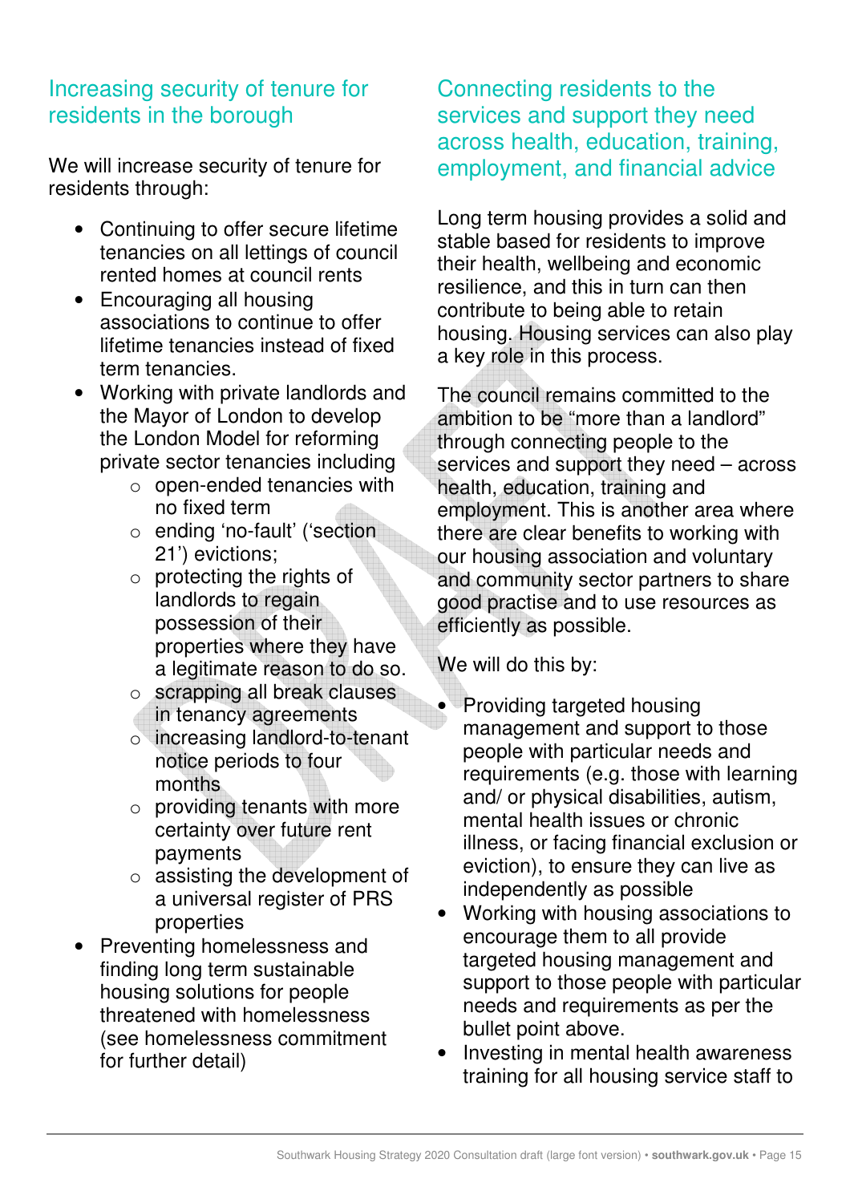## Increasing security of tenure for residents in the borough

We will increase security of tenure for residents through:

- Continuing to offer secure lifetime tenancies on all lettings of council rented homes at council rents
- Encouraging all housing associations to continue to offer lifetime tenancies instead of fixed term tenancies.
- Working with private landlords and the Mayor of London to develop the London Model for reforming private sector tenancies including
  - open-ended tenancies with no fixed term
  - ending 'no-fault' ('section 21') evictions;
  - protecting the rights of landlords to regain possession of their properties where they have a legitimate reason to do so.
  - scrapping all break clauses in tenancy agreements
  - increasing landlord-to-tenant notice periods to four months
  - providing tenants with more certainty over future rent payments
  - assisting the development of a universal register of PRS properties
- Preventing homelessness and finding long term sustainable housing solutions for people threatened with homelessness (see homelessness commitment for further detail)

## Connecting residents to the services and support they need across health, education, training, employment, and financial advice

Long term housing provides a solid and stable based for residents to improve their health, wellbeing and economic resilience, and this in turn can then contribute to being able to retain housing. Housing services can also play a key role in this process.

The council remains committed to the ambition to be "more than a landlord" through connecting people to the services and support they need – across health, education, training and employment. This is another area where there are clear benefits to working with our housing association and voluntary and community sector partners to share good practise and to use resources as efficiently as possible.

We will do this by:

- Providing targeted housing management and support to those people with particular needs and requirements (e.g. those with learning and/ or physical disabilities, autism, mental health issues or chronic illness, or facing financial exclusion or eviction), to ensure they can live as independently as possible
- Working with housing associations to encourage them to all provide targeted housing management and support to those people with particular needs and requirements as per the bullet point above.
- Investing in mental health awareness training for all housing service staff to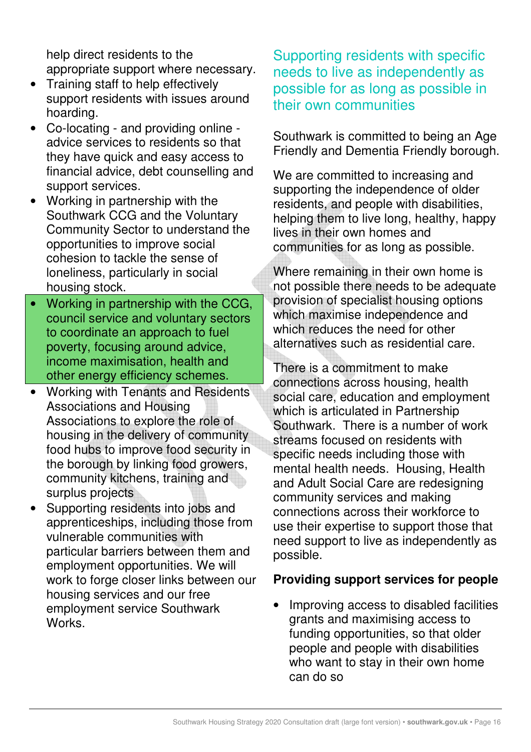help direct residents to the appropriate support where necessary.

- Training staff to help effectively support residents with issues around hoarding.
- Co-locating - and providing online - advice services to residents so that they have quick and easy access to financial advice, debt counselling and support services.
- Working in partnership with the Southwark CCG and the Voluntary Community Sector to understand the opportunities to improve social cohesion to tackle the sense of loneliness, particularly in social housing stock.
- Working in partnership with the CCG, council service and voluntary sectors to coordinate an approach to fuel poverty, focusing around advice, income maximisation, health and other energy efficiency schemes.
- Working with Tenants and Residents Associations and Housing Associations to explore the role of housing in the delivery of community food hubs to improve food security in the borough by linking food growers, community kitchens, training and surplus projects
- Supporting residents into jobs and apprenticeships, including those from vulnerable communities with particular barriers between them and employment opportunities. We will work to forge closer links between our housing services and our free employment service Southwark Works.

## Supporting residents with specific needs to live as independently as possible for as long as possible in their own communities

Southwark is committed to being an Age Friendly and Dementia Friendly borough.

We are committed to increasing and supporting the independence of older residents, and people with disabilities, helping them to live long, healthy, happy lives in their own homes and communities for as long as possible.

Where remaining in their own home is not possible there needs to be adequate provision of specialist housing options which maximise independence and which reduces the need for other alternatives such as residential care.

There is a commitment to make connections across housing, health social care, education and employment which is articulated in Partnership Southwark. There is a number of work streams focused on residents with specific needs including those with mental health needs. Housing, Health and Adult Social Care are redesigning community services and making connections across their workforce to use their expertise to support those that need support to live as independently as possible.

**Providing support services for people**

- Improving access to disabled facilities grants and maximising access to funding opportunities, so that older people and people with disabilities who want to stay in their own home can do so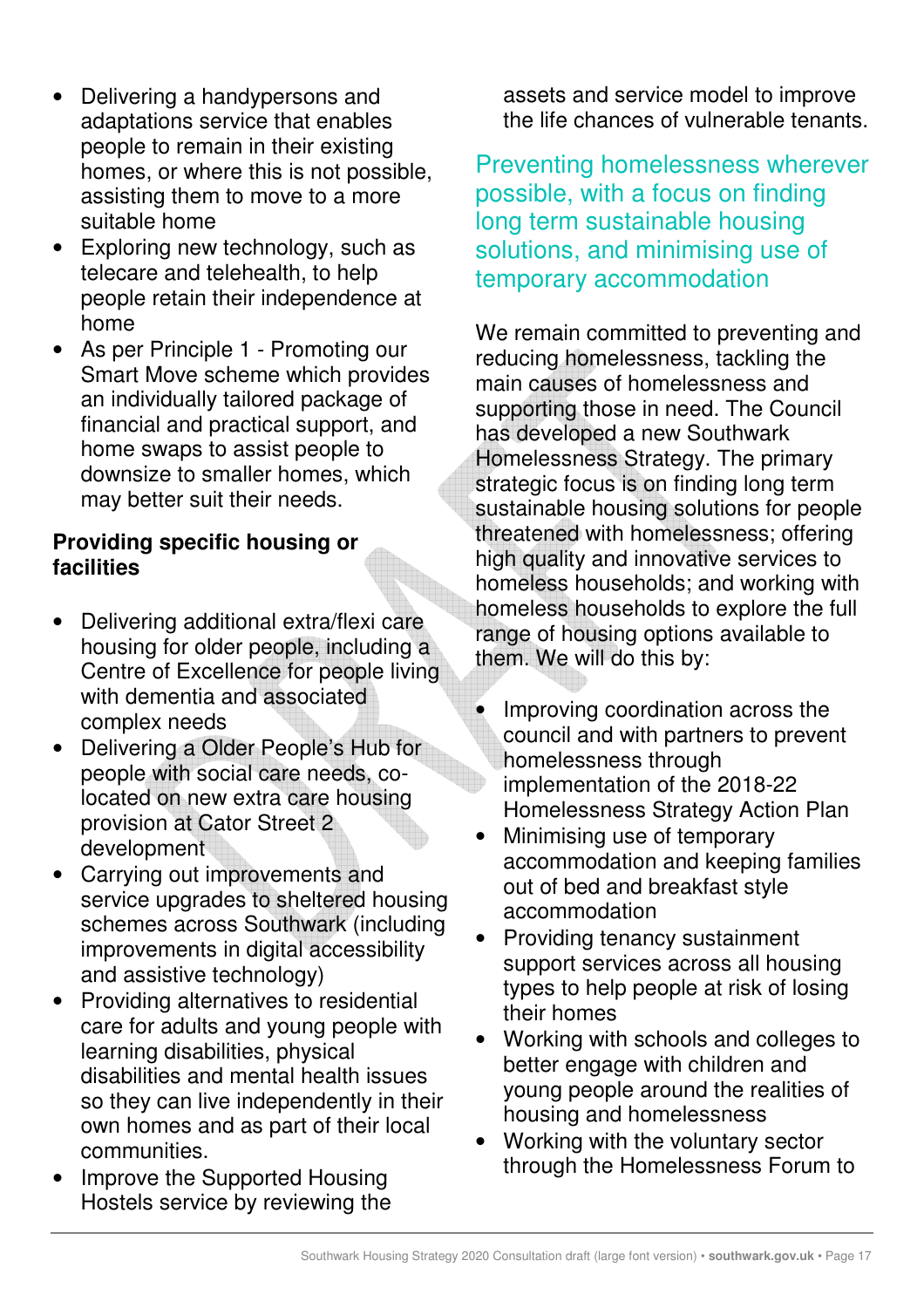- Delivering a handypersons and adaptations service that enables people to remain in their existing homes, or where this is not possible, assisting them to move to a more suitable home
- Exploring new technology, such as telecare and telehealth, to help people retain their independence at home
- As per Principle 1 - Promoting our Smart Move scheme which provides an individually tailored package of financial and practical support, and home swaps to assist people to downsize to smaller homes, which may better suit their needs.

**Providing specific housing or facilities**

- Delivering additional extra/flexi care housing for older people, including a Centre of Excellence for people living with dementia and associated complex needs
- Delivering a Older People's Hub for people with social care needs, co-located on new extra care housing provision at Cator Street 2 development
- Carrying out improvements and service upgrades to sheltered housing schemes across Southwark (including improvements in digital accessibility and assistive technology)
- Providing alternatives to residential care for adults and young people with learning disabilities, physical disabilities and mental health issues so they can live independently in their own homes and as part of their local communities.
- Improve the Supported Housing Hostels service by reviewing the assets and service model to improve the life chances of vulnerable tenants.

## Preventing homelessness wherever possible, with a focus on finding long term sustainable housing solutions, and minimising use of temporary accommodation

We remain committed to preventing and reducing homelessness, tackling the main causes of homelessness and supporting those in need. The Council has developed a new Southwark Homelessness Strategy. The primary strategic focus is on finding long term sustainable housing solutions for people threatened with homelessness; offering high quality and innovative services to homeless households; and working with homeless households to explore the full range of housing options available to them. We will do this by:

- Improving coordination across the council and with partners to prevent homelessness through implementation of the 2018-22 Homelessness Strategy Action Plan
- Minimising use of temporary accommodation and keeping families out of bed and breakfast style accommodation
- Providing tenancy sustainment support services across all housing types to help people at risk of losing their homes
- Working with schools and colleges to better engage with children and young people around the realities of housing and homelessness
- Working with the voluntary sector through the Homelessness Forum to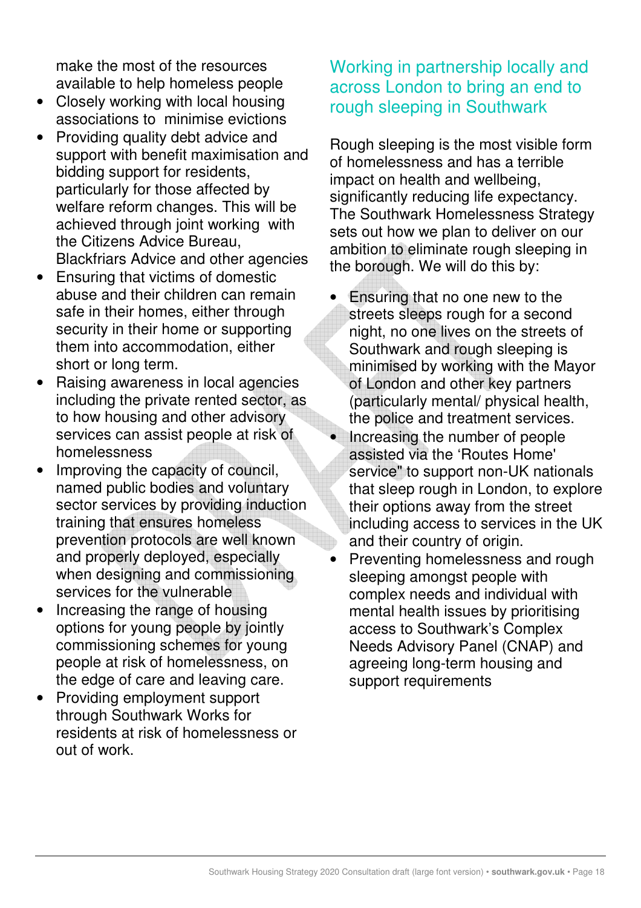make the most of the resources available to help homeless people

- Closely working with local housing associations to minimise evictions
- Providing quality debt advice and support with benefit maximisation and bidding support for residents, particularly for those affected by welfare reform changes. This will be achieved through joint working with the Citizens Advice Bureau, Blackfriars Advice and other agencies
- Ensuring that victims of domestic abuse and their children can remain safe in their homes, either through security in their home or supporting them into accommodation, either short or long term.
- Raising awareness in local agencies including the private rented sector, as to how housing and other advisory services can assist people at risk of homelessness
- Improving the capacity of council, named public bodies and voluntary sector services by providing induction training that ensures homeless prevention protocols are well known and properly deployed, especially when designing and commissioning services for the vulnerable
- Increasing the range of housing options for young people by jointly commissioning schemes for young people at risk of homelessness, on the edge of care and leaving care.
- Providing employment support through Southwark Works for residents at risk of homelessness or out of work.

## Working in partnership locally and across London to bring an end to rough sleeping in Southwark

Rough sleeping is the most visible form of homelessness and has a terrible impact on health and wellbeing, significantly reducing life expectancy. The Southwark Homelessness Strategy sets out how we plan to deliver on our ambition to eliminate rough sleeping in the borough. We will do this by:

- Ensuring that no one new to the streets sleeps rough for a second night, no one lives on the streets of Southwark and rough sleeping is minimised by working with the Mayor of London and other key partners (particularly mental/ physical health, the police and treatment services.
- Increasing the number of people assisted via the 'Routes Home' service" to support non-UK nationals that sleep rough in London, to explore their options away from the street including access to services in the UK and their country of origin.
- Preventing homelessness and rough sleeping amongst people with complex needs and individual with mental health issues by prioritising access to Southwark's Complex Needs Advisory Panel (CNAP) and agreeing long-term housing and support requirements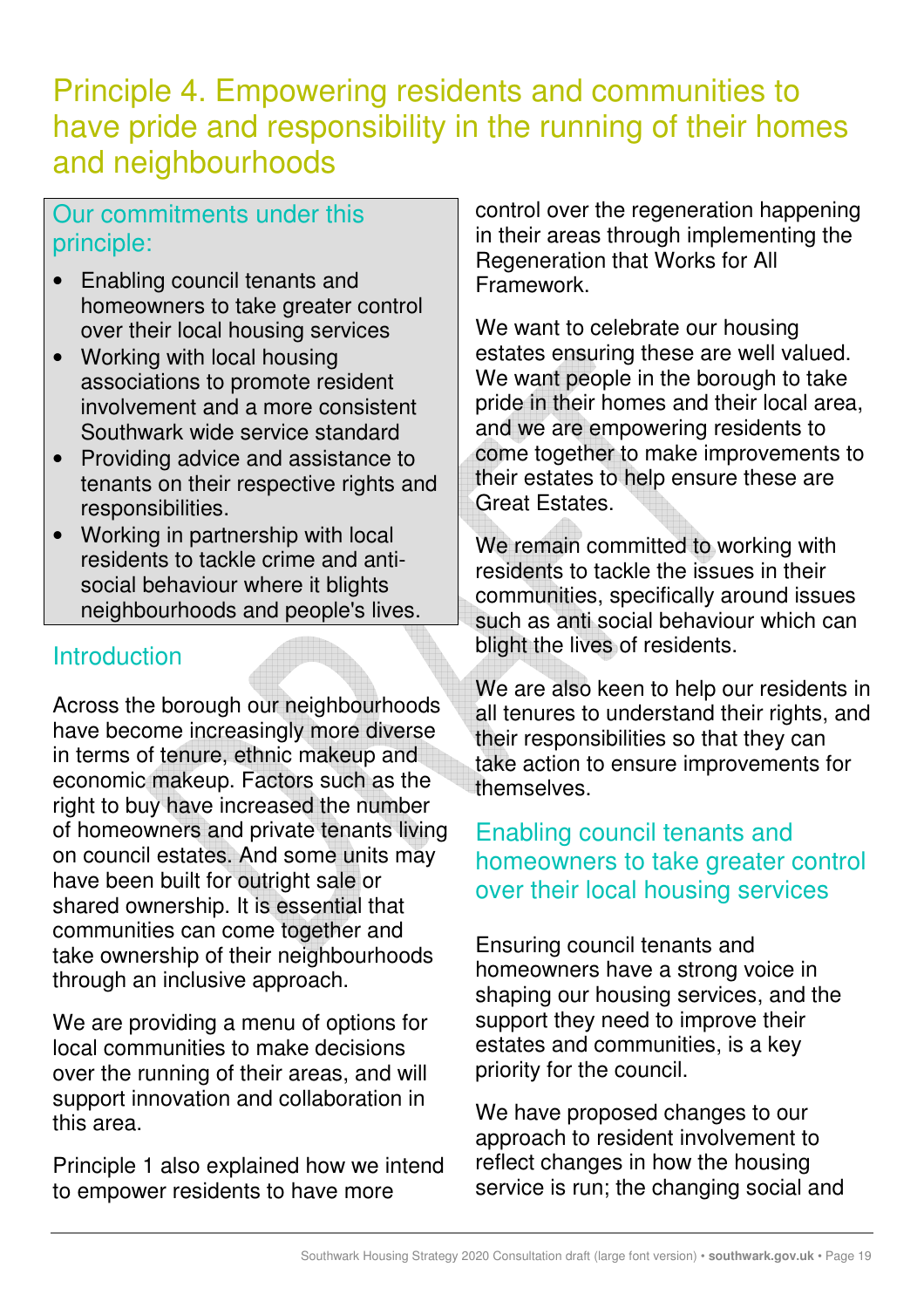# Principle 4. Empowering residents and communities to have pride and responsibility in the running of their homes and neighbourhoods

## Our commitments under this principle:

- Enabling council tenants and homeowners to take greater control over their local housing services
- Working with local housing associations to promote resident involvement and a more consistent Southwark wide service standard
- Providing advice and assistance to tenants on their respective rights and responsibilities.
- Working in partnership with local residents to tackle crime and anti-social behaviour where it blights neighbourhoods and people's lives.

## Introduction

Across the borough our neighbourhoods have become increasingly more diverse in terms of tenure, ethnic makeup and economic makeup. Factors such as the right to buy have increased the number of homeowners and private tenants living on council estates. And some units may have been built for outright sale or shared ownership. It is essential that communities can come together and take ownership of their neighbourhoods through an inclusive approach.

We are providing a menu of options for local communities to make decisions over the running of their areas, and will support innovation and collaboration in this area.

Principle 1 also explained how we intend to empower residents to have more control over the regeneration happening in their areas through implementing the Regeneration that Works for All Framework.

We want to celebrate our housing estates ensuring these are well valued. We want people in the borough to take pride in their homes and their local area, and we are empowering residents to come together to make improvements to their estates to help ensure these are Great Estates.

We remain committed to working with residents to tackle the issues in their communities, specifically around issues such as anti social behaviour which can blight the lives of residents.

We are also keen to help our residents in all tenures to understand their rights, and their responsibilities so that they can take action to ensure improvements for themselves.

## Enabling council tenants and homeowners to take greater control over their local housing services

Ensuring council tenants and homeowners have a strong voice in shaping our housing services, and the support they need to improve their estates and communities, is a key priority for the council.

We have proposed changes to our approach to resident involvement to reflect changes in how the housing service is run; the changing social and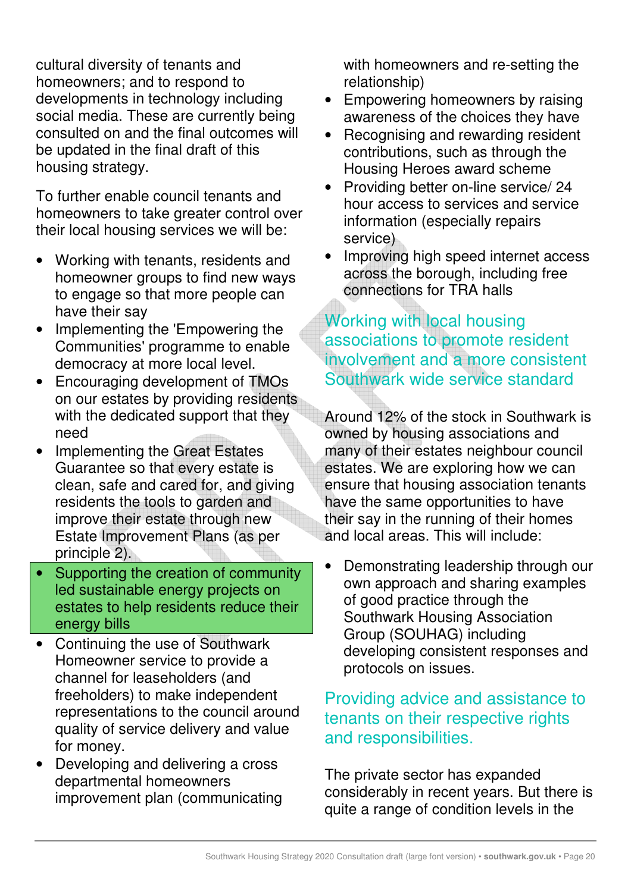cultural diversity of tenants and homeowners; and to respond to developments in technology including social media. These are currently being consulted on and the final outcomes will be updated in the final draft of this housing strategy.

To further enable council tenants and homeowners to take greater control over their local housing services we will be:

- Working with tenants, residents and homeowner groups to find new ways to engage so that more people can have their say
- Implementing the 'Empowering the Communities' programme to enable democracy at more local level.
- Encouraging development of TMOs on our estates by providing residents with the dedicated support that they need
- Implementing the Great Estates Guarantee so that every estate is clean, safe and cared for, and giving residents the tools to garden and improve their estate through new Estate Improvement Plans (as per principle 2).
- Supporting the creation of community led sustainable energy projects on estates to help residents reduce their energy bills
- Continuing the use of Southwark Homeowner service to provide a channel for leaseholders (and freeholders) to make independent representations to the council around quality of service delivery and value for money.
- Developing and delivering a cross departmental homeowners improvement plan (communicating with homeowners and re-setting the relationship)
- Empowering homeowners by raising awareness of the choices they have
- Recognising and rewarding resident contributions, such as through the Housing Heroes award scheme
- Providing better on-line service/ 24 hour access to services and service information (especially repairs service)
- Improving high speed internet access across the borough, including free connections for TRA halls

## Working with local housing associations to promote resident involvement and a more consistent Southwark wide service standard

Around 12% of the stock in Southwark is owned by housing associations and many of their estates neighbour council estates. We are exploring how we can ensure that housing association tenants have the same opportunities to have their say in the running of their homes and local areas. This will include:

- Demonstrating leadership through our own approach and sharing examples of good practice through the Southwark Housing Association Group (SOUHAG) including developing consistent responses and protocols on issues.

## Providing advice and assistance to tenants on their respective rights and responsibilities.

The private sector has expanded considerably in recent years. But there is quite a range of condition levels in the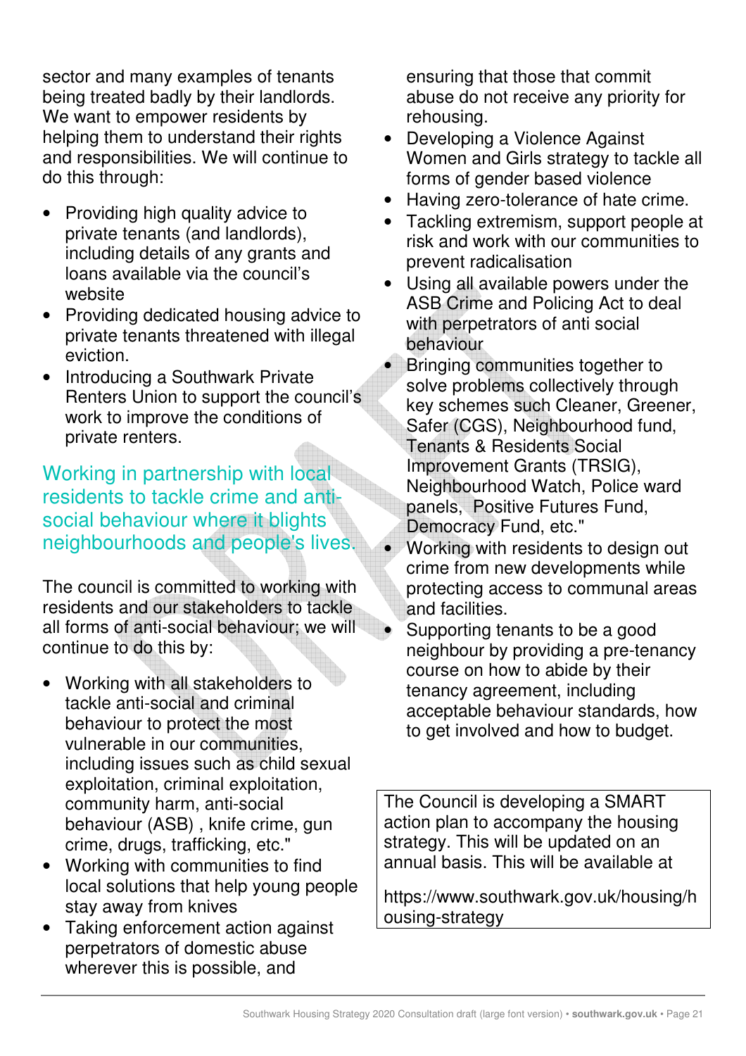sector and many examples of tenants being treated badly by their landlords. We want to empower residents by helping them to understand their rights and responsibilities. We will continue to do this through:

- Providing high quality advice to private tenants (and landlords), including details of any grants and loans available via the council's website
- Providing dedicated housing advice to private tenants threatened with illegal eviction.
- Introducing a Southwark Private Renters Union to support the council's work to improve the conditions of private renters.

## Working in partnership with local residents to tackle crime and anti-social behaviour where it blights neighbourhoods and people's lives.

The council is committed to working with residents and our stakeholders to tackle all forms of anti-social behaviour; we will continue to do this by:

- Working with all stakeholders to tackle anti-social and criminal behaviour to protect the most vulnerable in our communities, including issues such as child sexual exploitation, criminal exploitation, community harm, anti-social behaviour (ASB) , knife crime, gun crime, drugs, trafficking, etc."
- Working with communities to find local solutions that help young people stay away from knives
- Taking enforcement action against perpetrators of domestic abuse wherever this is possible, and ensuring that those that commit abuse do not receive any priority for rehousing.
- Developing a Violence Against Women and Girls strategy to tackle all forms of gender based violence
- Having zero-tolerance of hate crime.
- Tackling extremism, support people at risk and work with our communities to prevent radicalisation
- Using all available powers under the ASB Crime and Policing Act to deal with perpetrators of anti social behaviour
- Bringing communities together to solve problems collectively through key schemes such Cleaner, Greener, Safer (CGS), Neighbourhood fund, Tenants & Residents Social Improvement Grants (TRSIG), Neighbourhood Watch, Police ward panels, Positive Futures Fund, Democracy Fund, etc."
- Working with residents to design out crime from new developments while protecting access to communal areas and facilities.
- Supporting tenants to be a good neighbour by providing a pre-tenancy course on how to abide by their tenancy agreement, including acceptable behaviour standards, how to get involved and how to budget.

The Council is developing a SMART action plan to accompany the housing strategy. This will be updated on an annual basis. This will be available at

https://www.southwark.gov.uk/housing/housing-strategy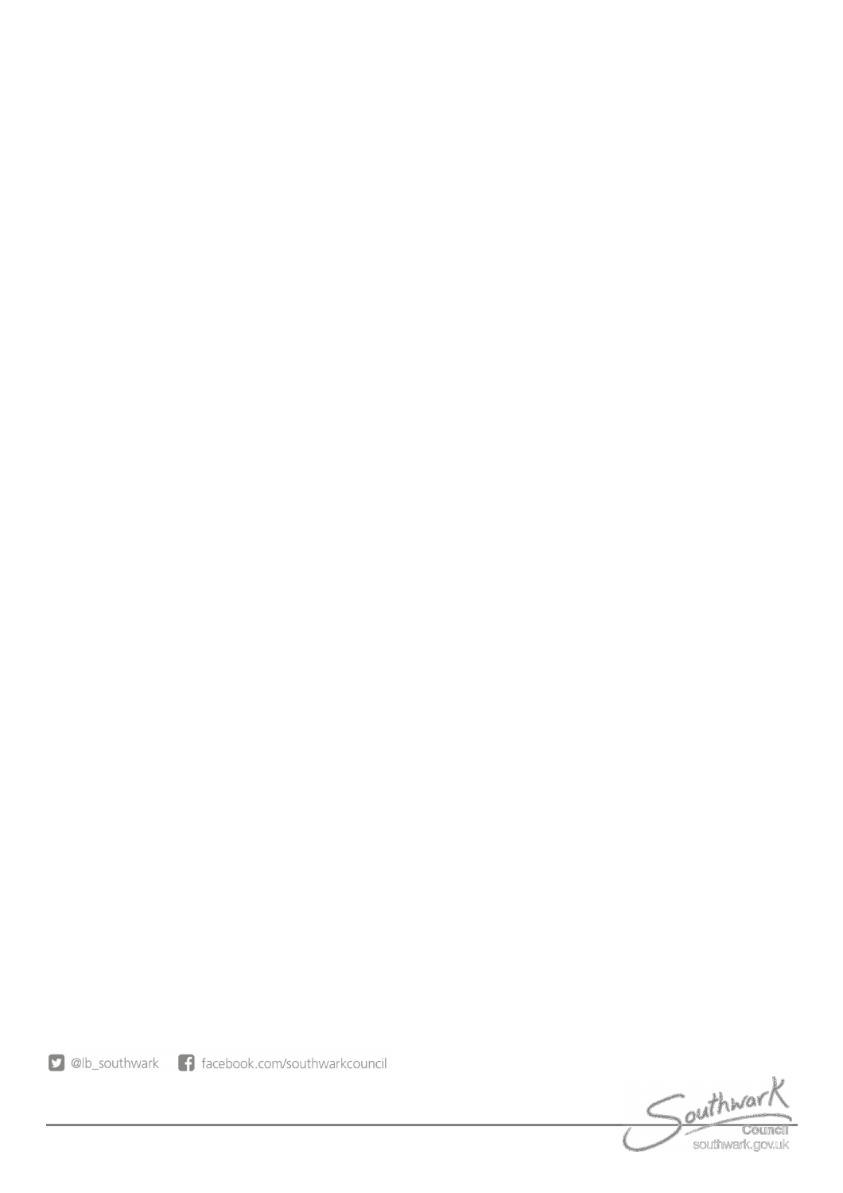@lb_southwark facebook.com/southwarkcouncil

Southwark Council
southwark.gov.uk